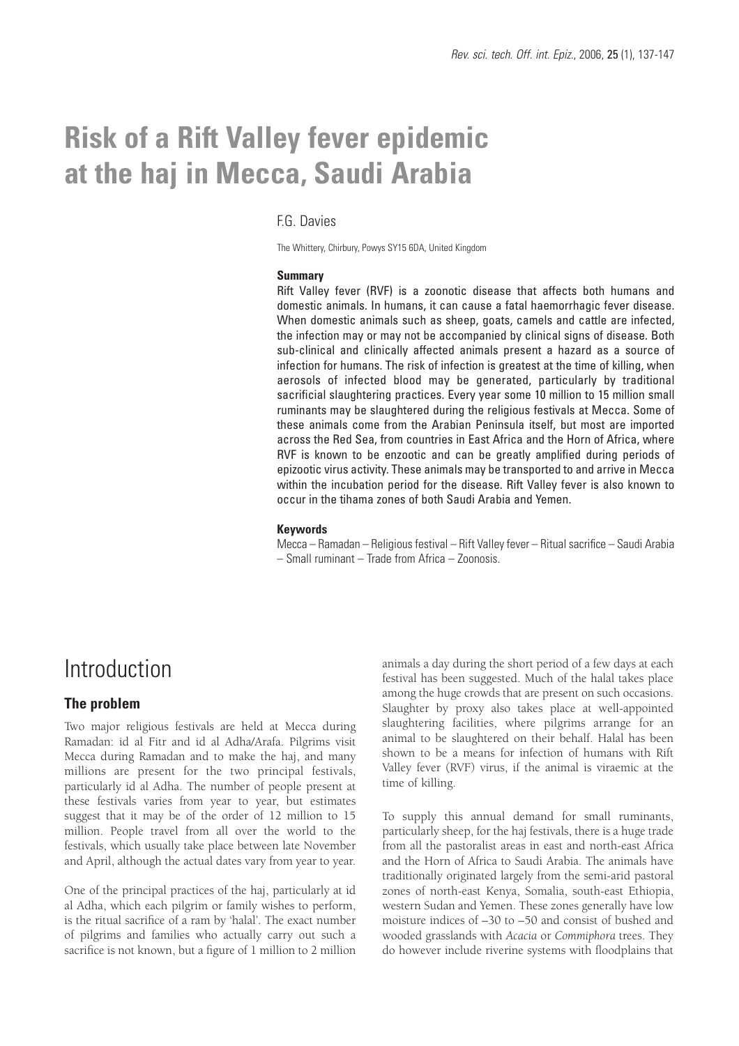# Risk of a Rift Valley fever epidemic at the haj in Mecca, Saudi Arabia

F.G. Davies

The Whittery, Chirbury, Powys SY15 6DA, United Kingdom

### Summary

Rift Valley fever (RVF) is a zoonotic disease that affects both humans and domestic animals. In humans, it can cause a fatal haemorrhagic fever disease. When domestic animals such as sheep, goats, camels and cattle are infected, the infection may or may not be accompanied by clinical signs of disease. Both sub-clinical and clinically affected animals present a hazard as a source of infection for humans. The risk of infection is greatest at the time of killing, when aerosols of infected blood may be generated, particularly by traditional sacrificial slaughtering practices. Every year some 10 million to 15 million small ruminants may be slaughtered during the religious festivals at Mecca. Some of these animals come from the Arabian Peninsula itself, but most are imported across the Red Sea, from countries in East Africa and the Horn of Africa, where RVF is known to be enzootic and can be greatly amplified during periods of epizootic virus activity. These animals may be transported to and arrive in Mecca within the incubation period for the disease. Rift Valley fever is also known to occur in the tihama zones of both Saudi Arabia and Yemen.

### Keywords

Mecca – Ramadan – Religious festival – Rift Valley fever – Ritual sacrifice – Saudi Arabia – Small ruminant – Trade from Africa – Zoonosis.

## Introduction

### The problem

Two major religious festivals are held at Mecca during Ramadan: id al Fitr and id al Adha/Arafa. Pilgrims visit Mecca during Ramadan and to make the haj, and many millions are present for the two principal festivals, particularly id al Adha. The number of people present at these festivals varies from year to year, but estimates suggest that it may be of the order of 12 million to 15 million. People travel from all over the world to the festivals, which usually take place between late November and April, although the actual dates vary from year to year.

One of the principal practices of the haj, particularly at id al Adha, which each pilgrim or family wishes to perform, is the ritual sacrifice of a ram by 'halal'. The exact number of pilgrims and families who actually carry out such a sacrifice is not known, but a figure of 1 million to 2 million animals a day during the short period of a few days at each festival has been suggested. Much of the halal takes place among the huge crowds that are present on such occasions. Slaughter by proxy also takes place at well-appointed slaughtering facilities, where pilgrims arrange for an animal to be slaughtered on their behalf. Halal has been shown to be a means for infection of humans with Rift Valley fever (RVF) virus, if the animal is viraemic at the time of killing.

To supply this annual demand for small ruminants, particularly sheep, for the haj festivals, there is a huge trade from all the pastoralist areas in east and north-east Africa and the Horn of Africa to Saudi Arabia. The animals have traditionally originated largely from the semi-arid pastoral zones of north-east Kenya, Somalia, south-east Ethiopia, western Sudan and Yemen. These zones generally have low moisture indices of –30 to –50 and consist of bushed and wooded grasslands with *Acacia* or *Commiphora* trees. They do however include riverine systems with floodplains that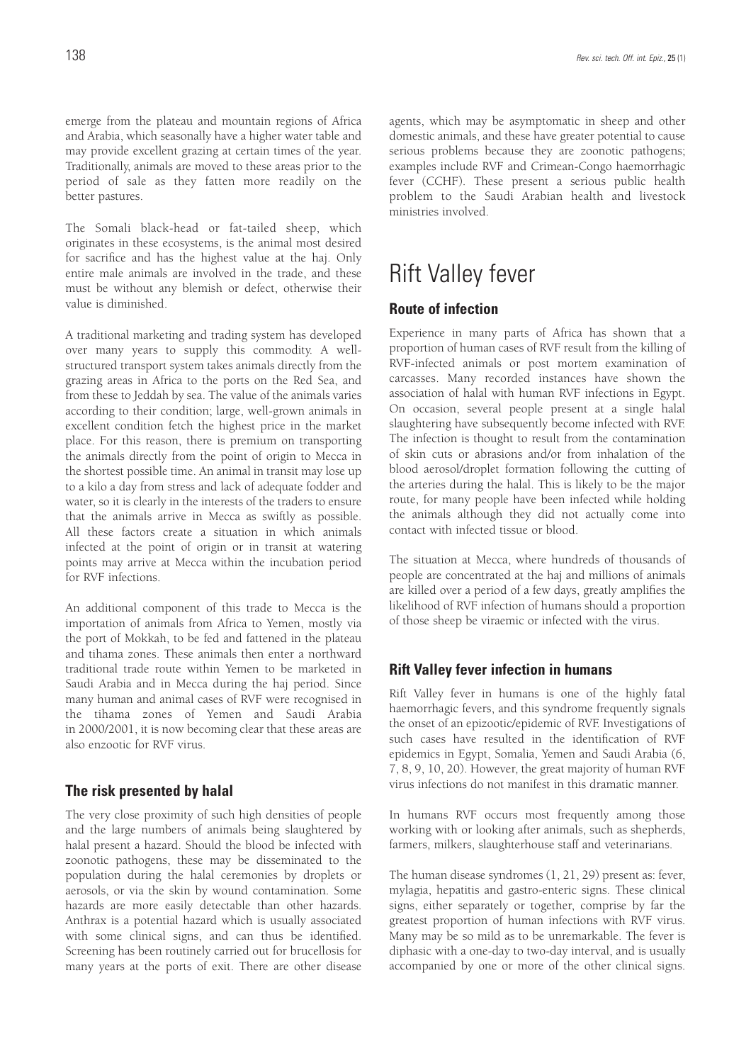emerge from the plateau and mountain regions of Africa and Arabia, which seasonally have a higher water table and may provide excellent grazing at certain times of the year. Traditionally, animals are moved to these areas prior to the period of sale as they fatten more readily on the better pastures.

The Somali black-head or fat-tailed sheep, which originates in these ecosystems, is the animal most desired for sacrifice and has the highest value at the haj. Only entire male animals are involved in the trade, and these must be without any blemish or defect, otherwise their value is diminished.

A traditional marketing and trading system has developed over many years to supply this commodity. A well-structured transport system takes animals directly from the grazing areas in Africa to the ports on the Red Sea, and from these to Jeddah by sea. The value of the animals varies according to their condition; large, well-grown animals in excellent condition fetch the highest price in the market place. For this reason, there is premium on transporting the animals directly from the point of origin to Mecca in the shortest possible time. An animal in transit may lose up to a kilo a day from stress and lack of adequate fodder and water, so it is clearly in the interests of the traders to ensure that the animals arrive in Mecca as swiftly as possible. All these factors create a situation in which animals infected at the point of origin or in transit at watering points may arrive at Mecca within the incubation period for RVF infections.

An additional component of this trade to Mecca is the importation of animals from Africa to Yemen, mostly via the port of Mokkah, to be fed and fattened in the plateau and tihama zones. These animals then enter a northward traditional trade route within Yemen to be marketed in Saudi Arabia and in Mecca during the haj period. Since many human and animal cases of RVF were recognised in the tihama zones of Yemen and Saudi Arabia in 2000/2001, it is now becoming clear that these areas are also enzootic for RVF virus.

### The risk presented by halal

The very close proximity of such high densities of people and the large numbers of animals being slaughtered by halal present a hazard. Should the blood be infected with zoonotic pathogens, these may be disseminated to the population during the halal ceremonies by droplets or aerosols, or via the skin by wound contamination. Some hazards are more easily detectable than other hazards. Anthrax is a potential hazard which is usually associated with some clinical signs, and can thus be identified. Screening has been routinely carried out for brucellosis for many years at the ports of exit. There are other disease agents, which may be asymptomatic in sheep and other domestic animals, and these have greater potential to cause serious problems because they are zoonotic pathogens; examples include RVF and Crimean-Congo haemorrhagic fever (CCHF). These present a serious public health problem to the Saudi Arabian health and livestock ministries involved.

## Rift Valley fever

### Route of infection

Experience in many parts of Africa has shown that a proportion of human cases of RVF result from the killing of RVF-infected animals or post mortem examination of carcasses. Many recorded instances have shown the association of halal with human RVF infections in Egypt. On occasion, several people present at a single halal slaughtering have subsequently become infected with RVF. The infection is thought to result from the contamination of skin cuts or abrasions and/or from inhalation of the blood aerosol/droplet formation following the cutting of the arteries during the halal. This is likely to be the major route, for many people have been infected while holding the animals although they did not actually come into contact with infected tissue or blood.

The situation at Mecca, where hundreds of thousands of people are concentrated at the haj and millions of animals are killed over a period of a few days, greatly amplifies the likelihood of RVF infection of humans should a proportion of those sheep be viraemic or infected with the virus.

### Rift Valley fever infection in humans

Rift Valley fever in humans is one of the highly fatal haemorrhagic fevers, and this syndrome frequently signals the onset of an epizootic/epidemic of RVF. Investigations of such cases have resulted in the identification of RVF epidemics in Egypt, Somalia, Yemen and Saudi Arabia (6, 7, 8, 9, 10, 20). However, the great majority of human RVF virus infections do not manifest in this dramatic manner.

In humans RVF occurs most frequently among those working with or looking after animals, such as shepherds, farmers, milkers, slaughterhouse staff and veterinarians.

The human disease syndromes (1, 21, 29) present as: fever, mylagia, hepatitis and gastro-enteric signs. These clinical signs, either separately or together, comprise by far the greatest proportion of human infections with RVF virus. Many may be so mild as to be unremarkable. The fever is diphasic with a one-day to two-day interval, and is usually accompanied by one or more of the other clinical signs.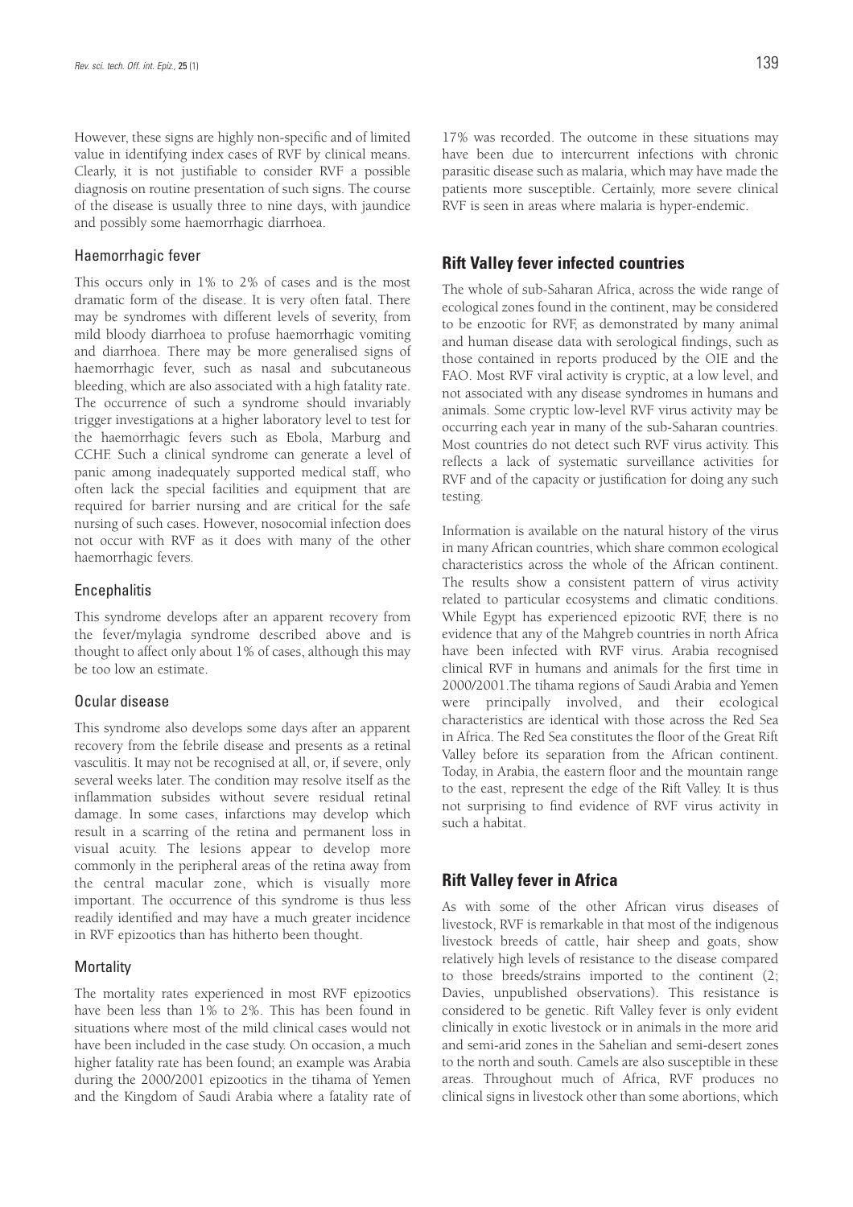However, these signs are highly non-specific and of limited value in identifying index cases of RVF by clinical means. Clearly, it is not justifiable to consider RVF a possible diagnosis on routine presentation of such signs. The course of the disease is usually three to nine days, with jaundice and possibly some haemorrhagic diarrhoea.

### Haemorrhagic fever

This occurs only in 1% to 2% of cases and is the most dramatic form of the disease. It is very often fatal. There may be syndromes with different levels of severity, from mild bloody diarrhoea to profuse haemorrhagic vomiting and diarrhoea. There may be more generalised signs of haemorrhagic fever, such as nasal and subcutaneous bleeding, which are also associated with a high fatality rate. The occurrence of such a syndrome should invariably trigger investigations at a higher laboratory level to test for the haemorrhagic fevers such as Ebola, Marburg and CCHF. Such a clinical syndrome can generate a level of panic among inadequately supported medical staff, who often lack the special facilities and equipment that are required for barrier nursing and are critical for the safe nursing of such cases. However, nosocomial infection does not occur with RVF as it does with many of the other haemorrhagic fevers.

### Encephalitis

This syndrome develops after an apparent recovery from the fever/mylagia syndrome described above and is thought to affect only about 1% of cases, although this may be too low an estimate.

### Ocular disease

This syndrome also develops some days after an apparent recovery from the febrile disease and presents as a retinal vasculitis. It may not be recognised at all, or, if severe, only several weeks later. The condition may resolve itself as the inflammation subsides without severe residual retinal damage. In some cases, infarctions may develop which result in a scarring of the retina and permanent loss in visual acuity. The lesions appear to develop more commonly in the peripheral areas of the retina away from the central macular zone, which is visually more important. The occurrence of this syndrome is thus less readily identified and may have a much greater incidence in RVF epizootics than has hitherto been thought.

### Mortality

The mortality rates experienced in most RVF epizootics have been less than 1% to 2%. This has been found in situations where most of the mild clinical cases would not have been included in the case study. On occasion, a much higher fatality rate has been found; an example was Arabia during the 2000/2001 epizootics in the tihama of Yemen and the Kingdom of Saudi Arabia where a fatality rate of 17% was recorded. The outcome in these situations may have been due to intercurrent infections with chronic parasitic disease such as malaria, which may have made the patients more susceptible. Certainly, more severe clinical RVF is seen in areas where malaria is hyper-endemic.

## Rift Valley fever infected countries

The whole of sub-Saharan Africa, across the wide range of ecological zones found in the continent, may be considered to be enzootic for RVF, as demonstrated by many animal and human disease data with serological findings, such as those contained in reports produced by the OIE and the FAO. Most RVF viral activity is cryptic, at a low level, and not associated with any disease syndromes in humans and animals. Some cryptic low-level RVF virus activity may be occurring each year in many of the sub-Saharan countries. Most countries do not detect such RVF virus activity. This reflects a lack of systematic surveillance activities for RVF and of the capacity or justification for doing any such testing.

Information is available on the natural history of the virus in many African countries, which share common ecological characteristics across the whole of the African continent. The results show a consistent pattern of virus activity related to particular ecosystems and climatic conditions. While Egypt has experienced epizootic RVF, there is no evidence that any of the Mahgreb countries in north Africa have been infected with RVF virus. Arabia recognised clinical RVF in humans and animals for the first time in 2000/2001.The tihama regions of Saudi Arabia and Yemen were principally involved, and their ecological characteristics are identical with those across the Red Sea in Africa. The Red Sea constitutes the floor of the Great Rift Valley before its separation from the African continent. Today, in Arabia, the eastern floor and the mountain range to the east, represent the edge of the Rift Valley. It is thus not surprising to find evidence of RVF virus activity in such a habitat.

## Rift Valley fever in Africa

As with some of the other African virus diseases of livestock, RVF is remarkable in that most of the indigenous livestock breeds of cattle, hair sheep and goats, show relatively high levels of resistance to the disease compared to those breeds/strains imported to the continent (2; Davies, unpublished observations). This resistance is considered to be genetic. Rift Valley fever is only evident clinically in exotic livestock or in animals in the more arid and semi-arid zones in the Sahelian and semi-desert zones to the north and south. Camels are also susceptible in these areas. Throughout much of Africa, RVF produces no clinical signs in livestock other than some abortions, which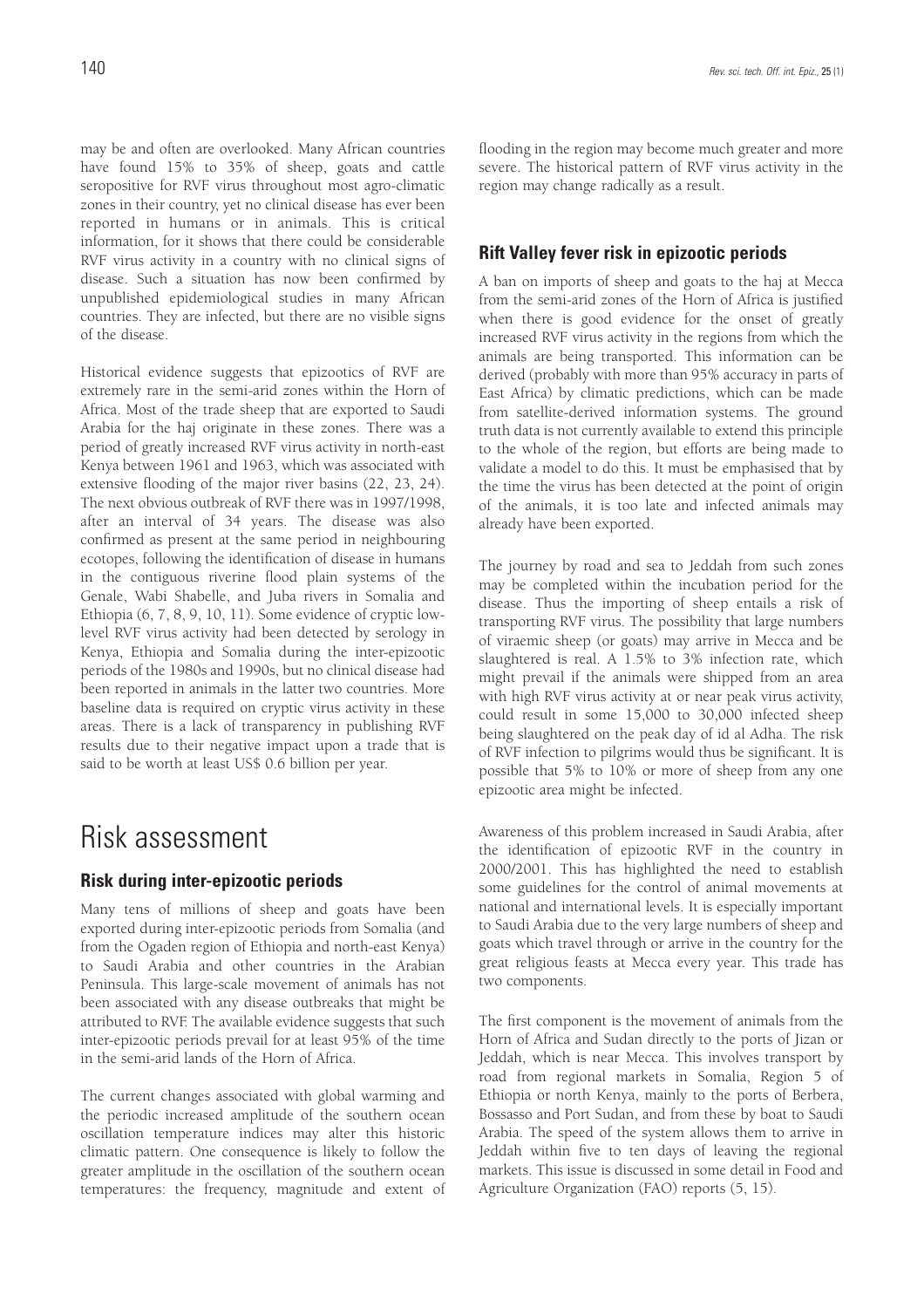may be and often are overlooked. Many African countries have found 15% to 35% of sheep, goats and cattle seropositive for RVF virus throughout most agro-climatic zones in their country, yet no clinical disease has ever been reported in humans or in animals. This is critical information, for it shows that there could be considerable RVF virus activity in a country with no clinical signs of disease. Such a situation has now been confirmed by unpublished epidemiological studies in many African countries. They are infected, but there are no visible signs of the disease.

Historical evidence suggests that epizootics of RVF are extremely rare in the semi-arid zones within the Horn of Africa. Most of the trade sheep that are exported to Saudi Arabia for the haj originate in these zones. There was a period of greatly increased RVF virus activity in north-east Kenya between 1961 and 1963, which was associated with extensive flooding of the major river basins (22, 23, 24). The next obvious outbreak of RVF there was in 1997/1998, after an interval of 34 years. The disease was also confirmed as present at the same period in neighbouring ecotopes, following the identification of disease in humans in the contiguous riverine flood plain systems of the Genale, Wabi Shabelle, and Juba rivers in Somalia and Ethiopia (6, 7, 8, 9, 10, 11). Some evidence of cryptic low-level RVF virus activity had been detected by serology in Kenya, Ethiopia and Somalia during the inter-epizootic periods of the 1980s and 1990s, but no clinical disease had been reported in animals in the latter two countries. More baseline data is required on cryptic virus activity in these areas. There is a lack of transparency in publishing RVF results due to their negative impact upon a trade that is said to be worth at least US$ 0.6 billion per year.

# Risk assessment

### Risk during inter-epizootic periods

Many tens of millions of sheep and goats have been exported during inter-epizootic periods from Somalia (and from the Ogaden region of Ethiopia and north-east Kenya) to Saudi Arabia and other countries in the Arabian Peninsula. This large-scale movement of animals has not been associated with any disease outbreaks that might be attributed to RVF. The available evidence suggests that such inter-epizootic periods prevail for at least 95% of the time in the semi-arid lands of the Horn of Africa.

The current changes associated with global warming and the periodic increased amplitude of the southern ocean oscillation temperature indices may alter this historic climatic pattern. One consequence is likely to follow the greater amplitude in the oscillation of the southern ocean temperatures: the frequency, magnitude and extent of flooding in the region may become much greater and more severe. The historical pattern of RVF virus activity in the region may change radically as a result.

### Rift Valley fever risk in epizootic periods

A ban on imports of sheep and goats to the haj at Mecca from the semi-arid zones of the Horn of Africa is justified when there is good evidence for the onset of greatly increased RVF virus activity in the regions from which the animals are being transported. This information can be derived (probably with more than 95% accuracy in parts of East Africa) by climatic predictions, which can be made from satellite-derived information systems. The ground truth data is not currently available to extend this principle to the whole of the region, but efforts are being made to validate a model to do this. It must be emphasised that by the time the virus has been detected at the point of origin of the animals, it is too late and infected animals may already have been exported.

The journey by road and sea to Jeddah from such zones may be completed within the incubation period for the disease. Thus the importing of sheep entails a risk of transporting RVF virus. The possibility that large numbers of viraemic sheep (or goats) may arrive in Mecca and be slaughtered is real. A 1.5% to 3% infection rate, which might prevail if the animals were shipped from an area with high RVF virus activity at or near peak virus activity, could result in some 15,000 to 30,000 infected sheep being slaughtered on the peak day of id al Adha. The risk of RVF infection to pilgrims would thus be significant. It is possible that 5% to 10% or more of sheep from any one epizootic area might be infected.

Awareness of this problem increased in Saudi Arabia, after the identification of epizootic RVF in the country in 2000/2001. This has highlighted the need to establish some guidelines for the control of animal movements at national and international levels. It is especially important to Saudi Arabia due to the very large numbers of sheep and goats which travel through or arrive in the country for the great religious feasts at Mecca every year. This trade has two components.

The first component is the movement of animals from the Horn of Africa and Sudan directly to the ports of Jizan or Jeddah, which is near Mecca. This involves transport by road from regional markets in Somalia, Region 5 of Ethiopia or north Kenya, mainly to the ports of Berbera, Bossasso and Port Sudan, and from these by boat to Saudi Arabia. The speed of the system allows them to arrive in Jeddah within five to ten days of leaving the regional markets. This issue is discussed in some detail in Food and Agriculture Organization (FAO) reports (5, 15).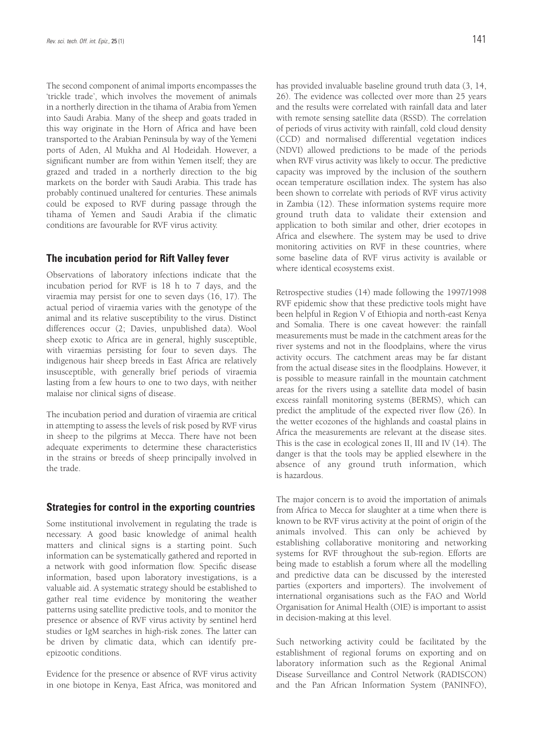The second component of animal imports encompasses the 'trickle trade', which involves the movement of animals in a northerly direction in the tihama of Arabia from Yemen into Saudi Arabia. Many of the sheep and goats traded in this way originate in the Horn of Africa and have been transported to the Arabian Peninsula by way of the Yemeni ports of Aden, Al Mukha and Al Hodeidah. However, a significant number are from within Yemen itself; they are grazed and traded in a northerly direction to the big markets on the border with Saudi Arabia. This trade has probably continued unaltered for centuries. These animals could be exposed to RVF during passage through the tihama of Yemen and Saudi Arabia if the climatic conditions are favourable for RVF virus activity.

## The incubation period for Rift Valley fever

Observations of laboratory infections indicate that the incubation period for RVF is 18 h to 7 days, and the viraemia may persist for one to seven days (16, 17). The actual period of viraemia varies with the genotype of the animal and its relative susceptibility to the virus. Distinct differences occur (2; Davies, unpublished data). Wool sheep exotic to Africa are in general, highly susceptible, with viraemias persisting for four to seven days. The indigenous hair sheep breeds in East Africa are relatively insusceptible, with generally brief periods of viraemia lasting from a few hours to one to two days, with neither malaise nor clinical signs of disease.

The incubation period and duration of viraemia are critical in attempting to assess the levels of risk posed by RVF virus in sheep to the pilgrims at Mecca. There have not been adequate experiments to determine these characteristics in the strains or breeds of sheep principally involved in the trade.

## Strategies for control in the exporting countries

Some institutional involvement in regulating the trade is necessary. A good basic knowledge of animal health matters and clinical signs is a starting point. Such information can be systematically gathered and reported in a network with good information flow. Specific disease information, based upon laboratory investigations, is a valuable aid. A systematic strategy should be established to gather real time evidence by monitoring the weather patterns using satellite predictive tools, and to monitor the presence or absence of RVF virus activity by sentinel herd studies or IgM searches in high-risk zones. The latter can be driven by climatic data, which can identify pre-epizootic conditions.

Evidence for the presence or absence of RVF virus activity in one biotope in Kenya, East Africa, was monitored and has provided invaluable baseline ground truth data (3, 14, 26). The evidence was collected over more than 25 years and the results were correlated with rainfall data and later with remote sensing satellite data (RSSD). The correlation of periods of virus activity with rainfall, cold cloud density (CCD) and normalised differential vegetation indices (NDVI) allowed predictions to be made of the periods when RVF virus activity was likely to occur. The predictive capacity was improved by the inclusion of the southern ocean temperature oscillation index. The system has also been shown to correlate with periods of RVF virus activity in Zambia (12). These information systems require more ground truth data to validate their extension and application to both similar and other, drier ecotopes in Africa and elsewhere. The system may be used to drive monitoring activities on RVF in these countries, where some baseline data of RVF virus activity is available or where identical ecosystems exist.

Retrospective studies (14) made following the 1997/1998 RVF epidemic show that these predictive tools might have been helpful in Region V of Ethiopia and north-east Kenya and Somalia. There is one caveat however: the rainfall measurements must be made in the catchment areas for the river systems and not in the floodplains, where the virus activity occurs. The catchment areas may be far distant from the actual disease sites in the floodplains. However, it is possible to measure rainfall in the mountain catchment areas for the rivers using a satellite data model of basin excess rainfall monitoring systems (BERMS), which can predict the amplitude of the expected river flow (26). In the wetter ecozones of the highlands and coastal plains in Africa the measurements are relevant at the disease sites. This is the case in ecological zones II, III and IV (14). The danger is that the tools may be applied elsewhere in the absence of any ground truth information, which is hazardous.

The major concern is to avoid the importation of animals from Africa to Mecca for slaughter at a time when there is known to be RVF virus activity at the point of origin of the animals involved. This can only be achieved by establishing collaborative monitoring and networking systems for RVF throughout the sub-region. Efforts are being made to establish a forum where all the modelling and predictive data can be discussed by the interested parties (exporters and importers). The involvement of international organisations such as the FAO and World Organisation for Animal Health (OIE) is important to assist in decision-making at this level.

Such networking activity could be facilitated by the establishment of regional forums on exporting and on laboratory information such as the Regional Animal Disease Surveillance and Control Network (RADISCON) and the Pan African Information System (PANINFO),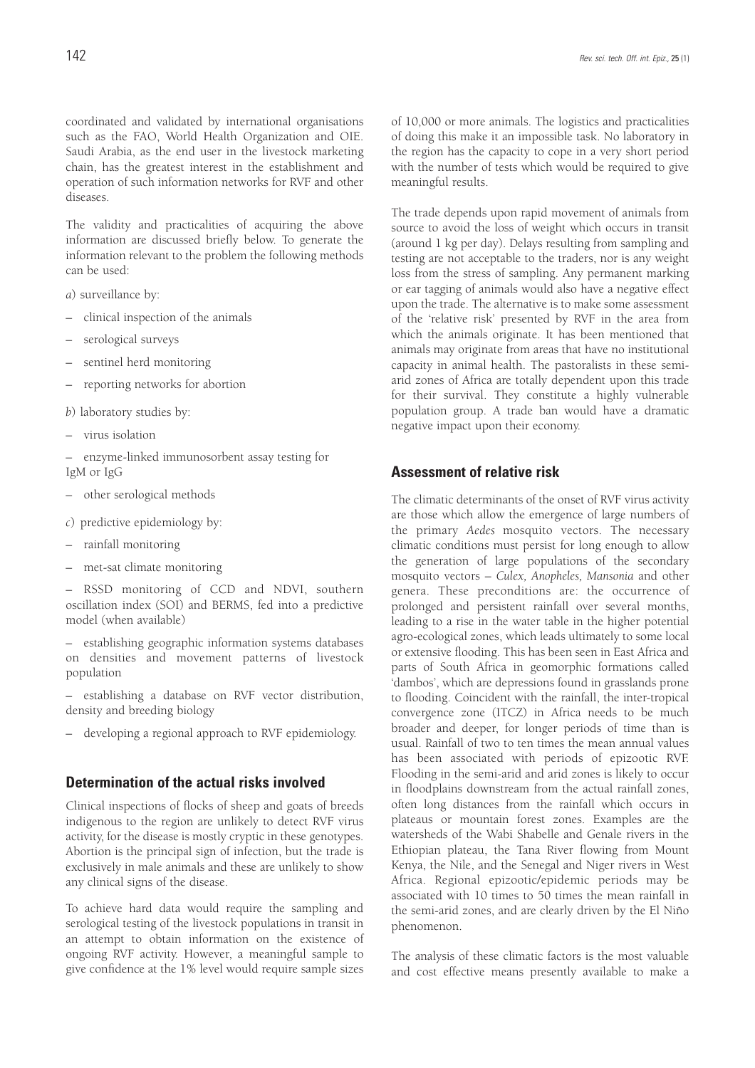coordinated and validated by international organisations such as the FAO, World Health Organization and OIE. Saudi Arabia, as the end user in the livestock marketing chain, has the greatest interest in the establishment and operation of such information networks for RVF and other diseases.

The validity and practicalities of acquiring the above information are discussed briefly below. To generate the information relevant to the problem the following methods can be used:

*a*) surveillance by:

– clinical inspection of the animals

– serological surveys

– sentinel herd monitoring

– reporting networks for abortion

*b*) laboratory studies by:

– virus isolation

– enzyme-linked immunosorbent assay testing for IgM or IgG

– other serological methods

*c*) predictive epidemiology by:

– rainfall monitoring

– met-sat climate monitoring

– RSSD monitoring of CCD and NDVI, southern oscillation index (SOI) and BERMS, fed into a predictive model (when available)

– establishing geographic information systems databases on densities and movement patterns of livestock population

– establishing a database on RVF vector distribution, density and breeding biology

– developing a regional approach to RVF epidemiology.

## Determination of the actual risks involved

Clinical inspections of flocks of sheep and goats of breeds indigenous to the region are unlikely to detect RVF virus activity, for the disease is mostly cryptic in these genotypes. Abortion is the principal sign of infection, but the trade is exclusively in male animals and these are unlikely to show any clinical signs of the disease.

To achieve hard data would require the sampling and serological testing of the livestock populations in transit in an attempt to obtain information on the existence of ongoing RVF activity. However, a meaningful sample to give confidence at the 1% level would require sample sizes of 10,000 or more animals. The logistics and practicalities of doing this make it an impossible task. No laboratory in the region has the capacity to cope in a very short period with the number of tests which would be required to give meaningful results.

The trade depends upon rapid movement of animals from source to avoid the loss of weight which occurs in transit (around 1 kg per day). Delays resulting from sampling and testing are not acceptable to the traders, nor is any weight loss from the stress of sampling. Any permanent marking or ear tagging of animals would also have a negative effect upon the trade. The alternative is to make some assessment of the 'relative risk' presented by RVF in the area from which the animals originate. It has been mentioned that animals may originate from areas that have no institutional capacity in animal health. The pastoralists in these semi-arid zones of Africa are totally dependent upon this trade for their survival. They constitute a highly vulnerable population group. A trade ban would have a dramatic negative impact upon their economy.

## Assessment of relative risk

The climatic determinants of the onset of RVF virus activity are those which allow the emergence of large numbers of the primary *Aedes* mosquito vectors. The necessary climatic conditions must persist for long enough to allow the generation of large populations of the secondary mosquito vectors – *Culex, Anopheles, Mansonia* and other genera. These preconditions are: the occurrence of prolonged and persistent rainfall over several months, leading to a rise in the water table in the higher potential agro-ecological zones, which leads ultimately to some local or extensive flooding. This has been seen in East Africa and parts of South Africa in geomorphic formations called 'dambos', which are depressions found in grasslands prone to flooding. Coincident with the rainfall, the inter-tropical convergence zone (ITCZ) in Africa needs to be much broader and deeper, for longer periods of time than is usual. Rainfall of two to ten times the mean annual values has been associated with periods of epizootic RVF. Flooding in the semi-arid and arid zones is likely to occur in floodplains downstream from the actual rainfall zones, often long distances from the rainfall which occurs in plateaus or mountain forest zones. Examples are the watersheds of the Wabi Shabelle and Genale rivers in the Ethiopian plateau, the Tana River flowing from Mount Kenya, the Nile, and the Senegal and Niger rivers in West Africa. Regional epizootic/epidemic periods may be associated with 10 times to 50 times the mean rainfall in the semi-arid zones, and are clearly driven by the El Niño phenomenon.

The analysis of these climatic factors is the most valuable and cost effective means presently available to make a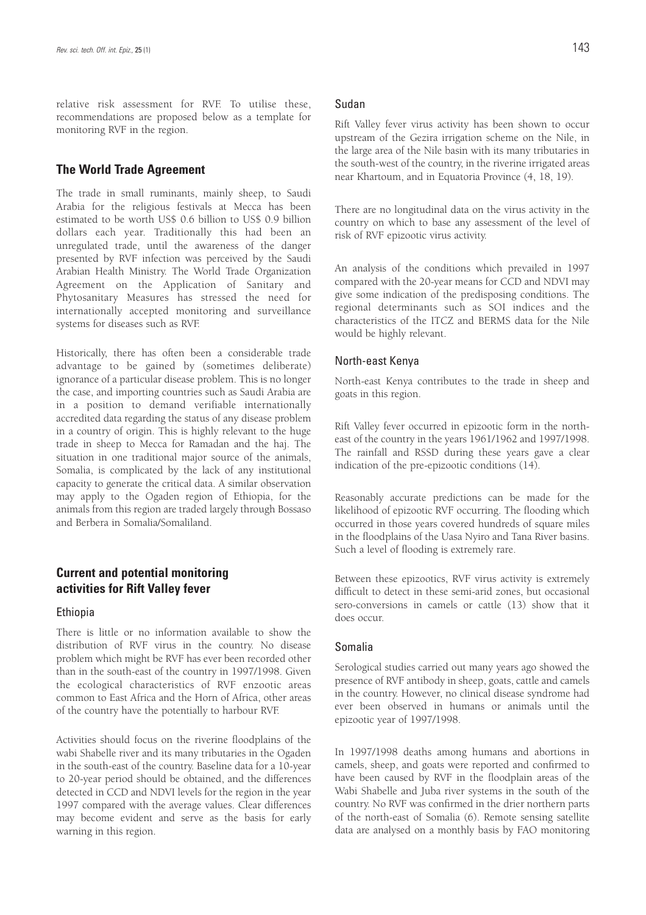relative risk assessment for RVF. To utilise these, recommendations are proposed below as a template for monitoring RVF in the region.

## The World Trade Agreement

The trade in small ruminants, mainly sheep, to Saudi Arabia for the religious festivals at Mecca has been estimated to be worth US$ 0.6 billion to US$ 0.9 billion dollars each year. Traditionally this had been an unregulated trade, until the awareness of the danger presented by RVF infection was perceived by the Saudi Arabian Health Ministry. The World Trade Organization Agreement on the Application of Sanitary and Phytosanitary Measures has stressed the need for internationally accepted monitoring and surveillance systems for diseases such as RVF.

Historically, there has often been a considerable trade advantage to be gained by (sometimes deliberate) ignorance of a particular disease problem. This is no longer the case, and importing countries such as Saudi Arabia are in a position to demand verifiable internationally accredited data regarding the status of any disease problem in a country of origin. This is highly relevant to the huge trade in sheep to Mecca for Ramadan and the haj. The situation in one traditional major source of the animals, Somalia, is complicated by the lack of any institutional capacity to generate the critical data. A similar observation may apply to the Ogaden region of Ethiopia, for the animals from this region are traded largely through Bossaso and Berbera in Somalia/Somaliland.

## Current and potential monitoring activities for Rift Valley fever

### Ethiopia

There is little or no information available to show the distribution of RVF virus in the country. No disease problem which might be RVF has ever been recorded other than in the south-east of the country in 1997/1998. Given the ecological characteristics of RVF enzootic areas common to East Africa and the Horn of Africa, other areas of the country have the potentially to harbour RVF.

Activities should focus on the riverine floodplains of the wabi Shabelle river and its many tributaries in the Ogaden in the south-east of the country. Baseline data for a 10-year to 20-year period should be obtained, and the differences detected in CCD and NDVI levels for the region in the year 1997 compared with the average values. Clear differences may become evident and serve as the basis for early warning in this region.

### Sudan

Rift Valley fever virus activity has been shown to occur upstream of the Gezira irrigation scheme on the Nile, in the large area of the Nile basin with its many tributaries in the south-west of the country, in the riverine irrigated areas near Khartoum, and in Equatoria Province (4, 18, 19).

There are no longitudinal data on the virus activity in the country on which to base any assessment of the level of risk of RVF epizootic virus activity.

An analysis of the conditions which prevailed in 1997 compared with the 20-year means for CCD and NDVI may give some indication of the predisposing conditions. The regional determinants such as SOI indices and the characteristics of the ITCZ and BERMS data for the Nile would be highly relevant.

### North-east Kenya

North-east Kenya contributes to the trade in sheep and goats in this region.

Rift Valley fever occurred in epizootic form in the north-east of the country in the years 1961/1962 and 1997/1998. The rainfall and RSSD during these years gave a clear indication of the pre-epizootic conditions (14).

Reasonably accurate predictions can be made for the likelihood of epizootic RVF occurring. The flooding which occurred in those years covered hundreds of square miles in the floodplains of the Uasa Nyiro and Tana River basins. Such a level of flooding is extremely rare.

Between these epizootics, RVF virus activity is extremely difficult to detect in these semi-arid zones, but occasional sero-conversions in camels or cattle (13) show that it does occur.

### Somalia

Serological studies carried out many years ago showed the presence of RVF antibody in sheep, goats, cattle and camels in the country. However, no clinical disease syndrome had ever been observed in humans or animals until the epizootic year of 1997/1998.

In 1997/1998 deaths among humans and abortions in camels, sheep, and goats were reported and confirmed to have been caused by RVF in the floodplain areas of the Wabi Shabelle and Juba river systems in the south of the country. No RVF was confirmed in the drier northern parts of the north-east of Somalia (6). Remote sensing satellite data are analysed on a monthly basis by FAO monitoring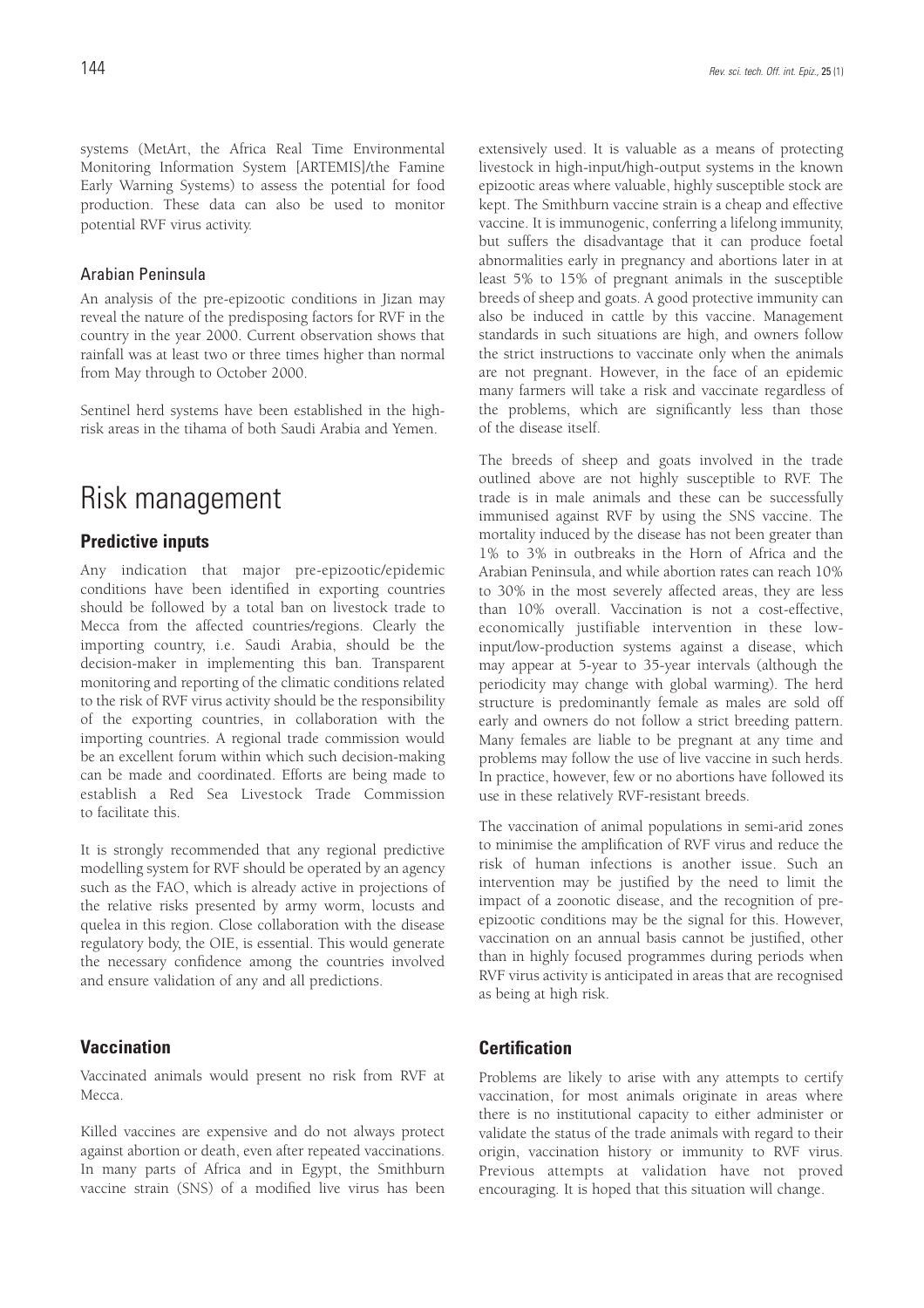systems (MetArt, the Africa Real Time Environmental Monitoring Information System [ARTEMIS]/the Famine Early Warning Systems) to assess the potential for food production. These data can also be used to monitor potential RVF virus activity.

### Arabian Peninsula

An analysis of the pre-epizootic conditions in Jizan may reveal the nature of the predisposing factors for RVF in the country in the year 2000. Current observation shows that rainfall was at least two or three times higher than normal from May through to October 2000.

Sentinel herd systems have been established in the high-risk areas in the tihama of both Saudi Arabia and Yemen.

# Risk management

## Predictive inputs

Any indication that major pre-epizootic/epidemic conditions have been identified in exporting countries should be followed by a total ban on livestock trade to Mecca from the affected countries/regions. Clearly the importing country, i.e. Saudi Arabia, should be the decision-maker in implementing this ban. Transparent monitoring and reporting of the climatic conditions related to the risk of RVF virus activity should be the responsibility of the exporting countries, in collaboration with the importing countries. A regional trade commission would be an excellent forum within which such decision-making can be made and coordinated. Efforts are being made to establish a Red Sea Livestock Trade Commission to facilitate this.

It is strongly recommended that any regional predictive modelling system for RVF should be operated by an agency such as the FAO, which is already active in projections of the relative risks presented by army worm, locusts and quelea in this region. Close collaboration with the disease regulatory body, the OIE, is essential. This would generate the necessary confidence among the countries involved and ensure validation of any and all predictions.

## Vaccination

Vaccinated animals would present no risk from RVF at Mecca.

Killed vaccines are expensive and do not always protect against abortion or death, even after repeated vaccinations. In many parts of Africa and in Egypt, the Smithburn vaccine strain (SNS) of a modified live virus has been extensively used. It is valuable as a means of protecting livestock in high-input/high-output systems in the known epizootic areas where valuable, highly susceptible stock are kept. The Smithburn vaccine strain is a cheap and effective vaccine. It is immunogenic, conferring a lifelong immunity, but suffers the disadvantage that it can produce foetal abnormalities early in pregnancy and abortions later in at least 5% to 15% of pregnant animals in the susceptible breeds of sheep and goats. A good protective immunity can also be induced in cattle by this vaccine. Management standards in such situations are high, and owners follow the strict instructions to vaccinate only when the animals are not pregnant. However, in the face of an epidemic many farmers will take a risk and vaccinate regardless of the problems, which are significantly less than those of the disease itself.

The breeds of sheep and goats involved in the trade outlined above are not highly susceptible to RVF. The trade is in male animals and these can be successfully immunised against RVF by using the SNS vaccine. The mortality induced by the disease has not been greater than 1% to 3% in outbreaks in the Horn of Africa and the Arabian Peninsula, and while abortion rates can reach 10% to 30% in the most severely affected areas, they are less than 10% overall. Vaccination is not a cost-effective, economically justifiable intervention in these low-input/low-production systems against a disease, which may appear at 5-year to 35-year intervals (although the periodicity may change with global warming). The herd structure is predominantly female as males are sold off early and owners do not follow a strict breeding pattern. Many females are liable to be pregnant at any time and problems may follow the use of live vaccine in such herds. In practice, however, few or no abortions have followed its use in these relatively RVF-resistant breeds.

The vaccination of animal populations in semi-arid zones to minimise the amplification of RVF virus and reduce the risk of human infections is another issue. Such an intervention may be justified by the need to limit the impact of a zoonotic disease, and the recognition of pre-epizootic conditions may be the signal for this. However, vaccination on an annual basis cannot be justified, other than in highly focused programmes during periods when RVF virus activity is anticipated in areas that are recognised as being at high risk.

## Certification

Problems are likely to arise with any attempts to certify vaccination, for most animals originate in areas where there is no institutional capacity to either administer or validate the status of the trade animals with regard to their origin, vaccination history or immunity to RVF virus. Previous attempts at validation have not proved encouraging. It is hoped that this situation will change.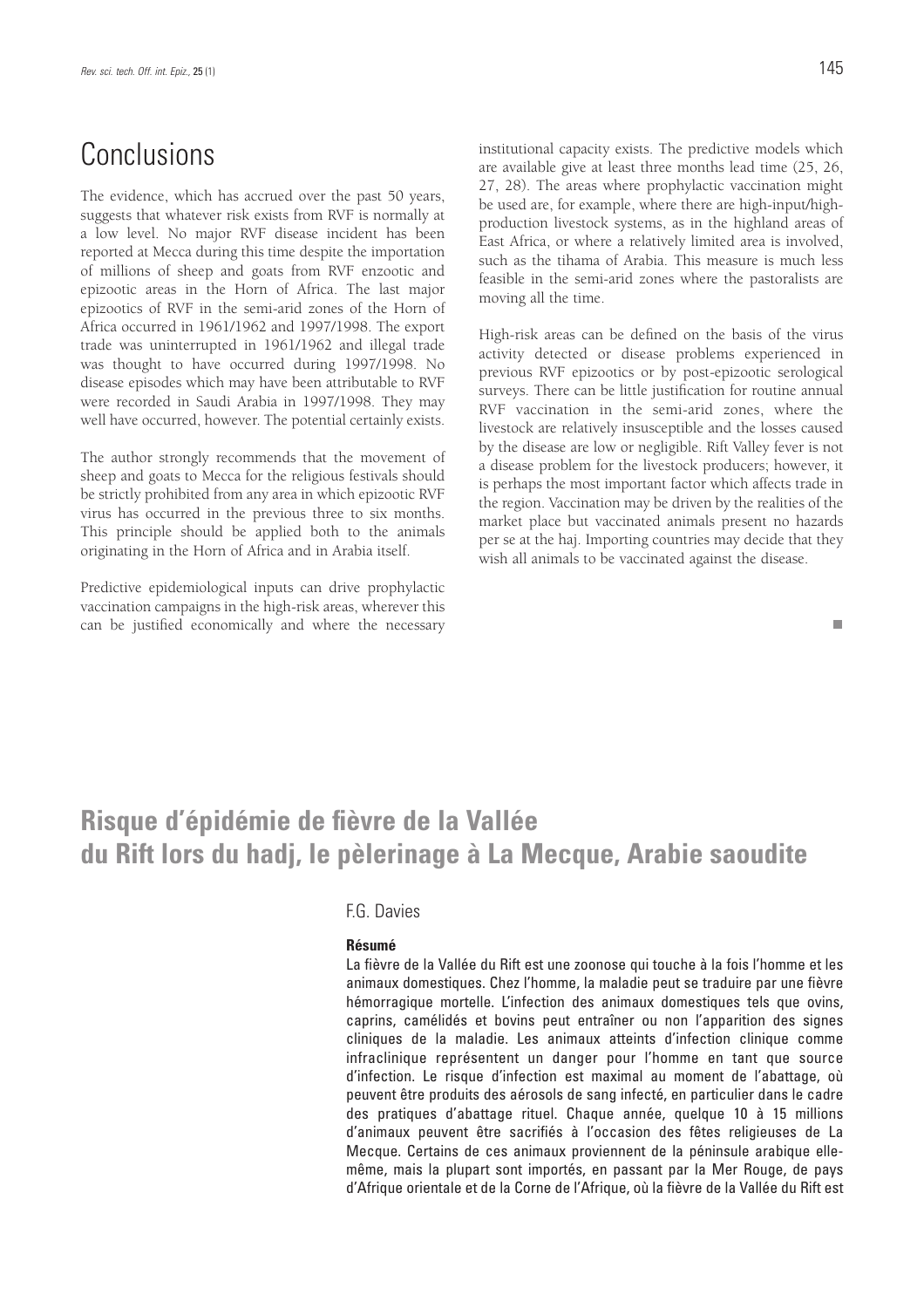## Conclusions

The evidence, which has accrued over the past 50 years, suggests that whatever risk exists from RVF is normally at a low level. No major RVF disease incident has been reported at Mecca during this time despite the importation of millions of sheep and goats from RVF enzootic and epizootic areas in the Horn of Africa. The last major epizootics of RVF in the semi-arid zones of the Horn of Africa occurred in 1961/1962 and 1997/1998. The export trade was uninterrupted in 1961/1962 and illegal trade was thought to have occurred during 1997/1998. No disease episodes which may have been attributable to RVF were recorded in Saudi Arabia in 1997/1998. They may well have occurred, however. The potential certainly exists.

The author strongly recommends that the movement of sheep and goats to Mecca for the religious festivals should be strictly prohibited from any area in which epizootic RVF virus has occurred in the previous three to six months. This principle should be applied both to the animals originating in the Horn of Africa and in Arabia itself.

Predictive epidemiological inputs can drive prophylactic vaccination campaigns in the high-risk areas, wherever this can be justified economically and where the necessary institutional capacity exists. The predictive models which are available give at least three months lead time (25, 26, 27, 28). The areas where prophylactic vaccination might be used are, for example, where there are high-input/high-production livestock systems, as in the highland areas of East Africa, or where a relatively limited area is involved, such as the tihama of Arabia. This measure is much less feasible in the semi-arid zones where the pastoralists are moving all the time.

High-risk areas can be defined on the basis of the virus activity detected or disease problems experienced in previous RVF epizootics or by post-epizootic serological surveys. There can be little justification for routine annual RVF vaccination in the semi-arid zones, where the livestock are relatively insusceptible and the losses caused by the disease are low or negligible. Rift Valley fever is not a disease problem for the livestock producers; however, it is perhaps the most important factor which affects trade in the region. Vaccination may be driven by the realities of the market place but vaccinated animals present no hazards per se at the haj. Importing countries may decide that they wish all animals to be vaccinated against the disease.

# Risque d'épidémie de fièvre de la Vallée du Rift lors du hadj, le pèlerinage à La Mecque, Arabie saoudite

F.G. Davies

### Résumé

La fièvre de la Vallée du Rift est une zoonose qui touche à la fois l'homme et les animaux domestiques. Chez l'homme, la maladie peut se traduire par une fièvre hémorragique mortelle. L'infection des animaux domestiques tels que ovins, caprins, camélidés et bovins peut entraîner ou non l'apparition des signes cliniques de la maladie. Les animaux atteints d'infection clinique comme infraclinique représentent un danger pour l'homme en tant que source d'infection. Le risque d'infection est maximal au moment de l'abattage, où peuvent être produits des aérosols de sang infecté, en particulier dans le cadre des pratiques d'abattage rituel. Chaque année, quelque 10 à 15 millions d'animaux peuvent être sacrifiés à l'occasion des fêtes religieuses de La Mecque. Certains de ces animaux proviennent de la péninsule arabique elle-même, mais la plupart sont importés, en passant par la Mer Rouge, de pays d'Afrique orientale et de la Corne de l'Afrique, où la fièvre de la Vallée du Rift est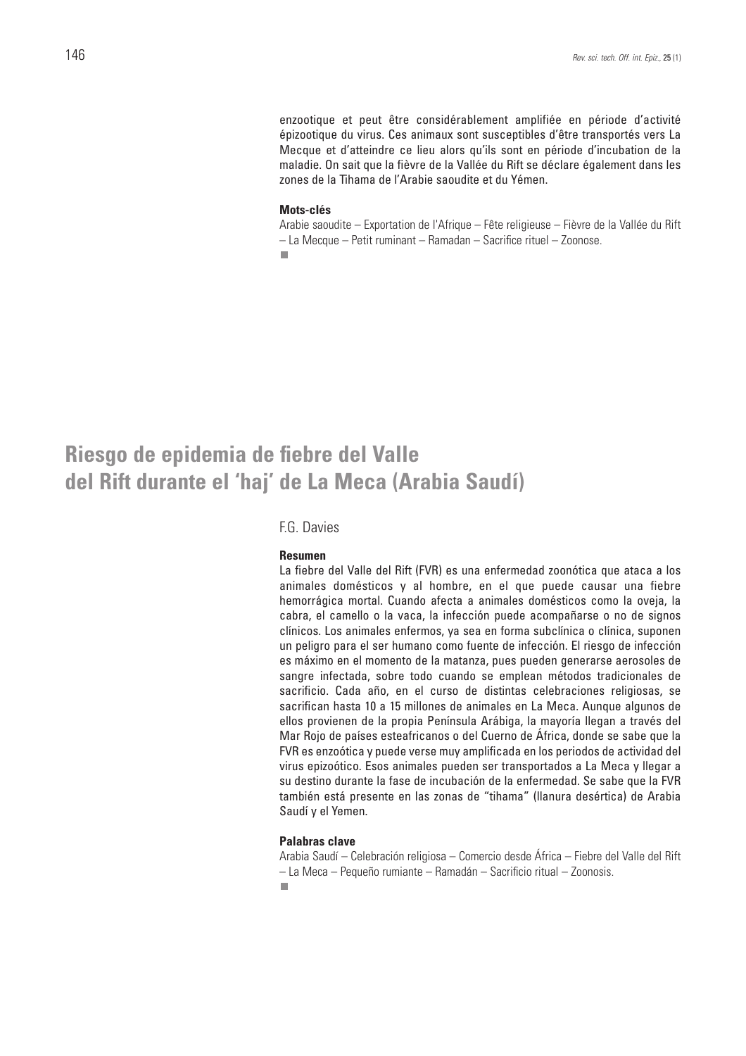enzootique et peut être considérablement amplifiée en période d'activité épizootique du virus. Ces animaux sont susceptibles d'être transportés vers La Mecque et d'atteindre ce lieu alors qu'ils sont en période d'incubation de la maladie. On sait que la fièvre de la Vallée du Rift se déclare également dans les zones de la Tihama de l'Arabie saoudite et du Yémen.

**Mots-clés**

Arabie saoudite – Exportation de l'Afrique – Fête religieuse – Fièvre de la Vallée du Rift – La Mecque – Petit ruminant – Ramadan – Sacrifice rituel – Zoonose.

# Riesgo de epidemia de fiebre del Valle del Rift durante el 'haj' de La Meca (Arabia Saudí)

F.G. Davies

**Resumen**

La fiebre del Valle del Rift (FVR) es una enfermedad zoonótica que ataca a los animales domésticos y al hombre, en el que puede causar una fiebre hemorrágica mortal. Cuando afecta a animales domésticos como la oveja, la cabra, el camello o la vaca, la infección puede acompañarse o no de signos clínicos. Los animales enfermos, ya sea en forma subclínica o clínica, suponen un peligro para el ser humano como fuente de infección. El riesgo de infección es máximo en el momento de la matanza, pues pueden generarse aerosoles de sangre infectada, sobre todo cuando se emplean métodos tradicionales de sacrificio. Cada año, en el curso de distintas celebraciones religiosas, se sacrifican hasta 10 a 15 millones de animales en La Meca. Aunque algunos de ellos provienen de la propia Península Arábiga, la mayoría llegan a través del Mar Rojo de países esteafricanos o del Cuerno de África, donde se sabe que la FVR es enzoótica y puede verse muy amplificada en los periodos de actividad del virus epizoótico. Esos animales pueden ser transportados a La Meca y llegar a su destino durante la fase de incubación de la enfermedad. Se sabe que la FVR también está presente en las zonas de "tihama" (llanura desértica) de Arabia Saudí y el Yemen.

**Palabras clave**

Arabia Saudí – Celebración religiosa – Comercio desde África – Fiebre del Valle del Rift – La Meca – Pequeño rumiante – Ramadán – Sacrificio ritual – Zoonosis.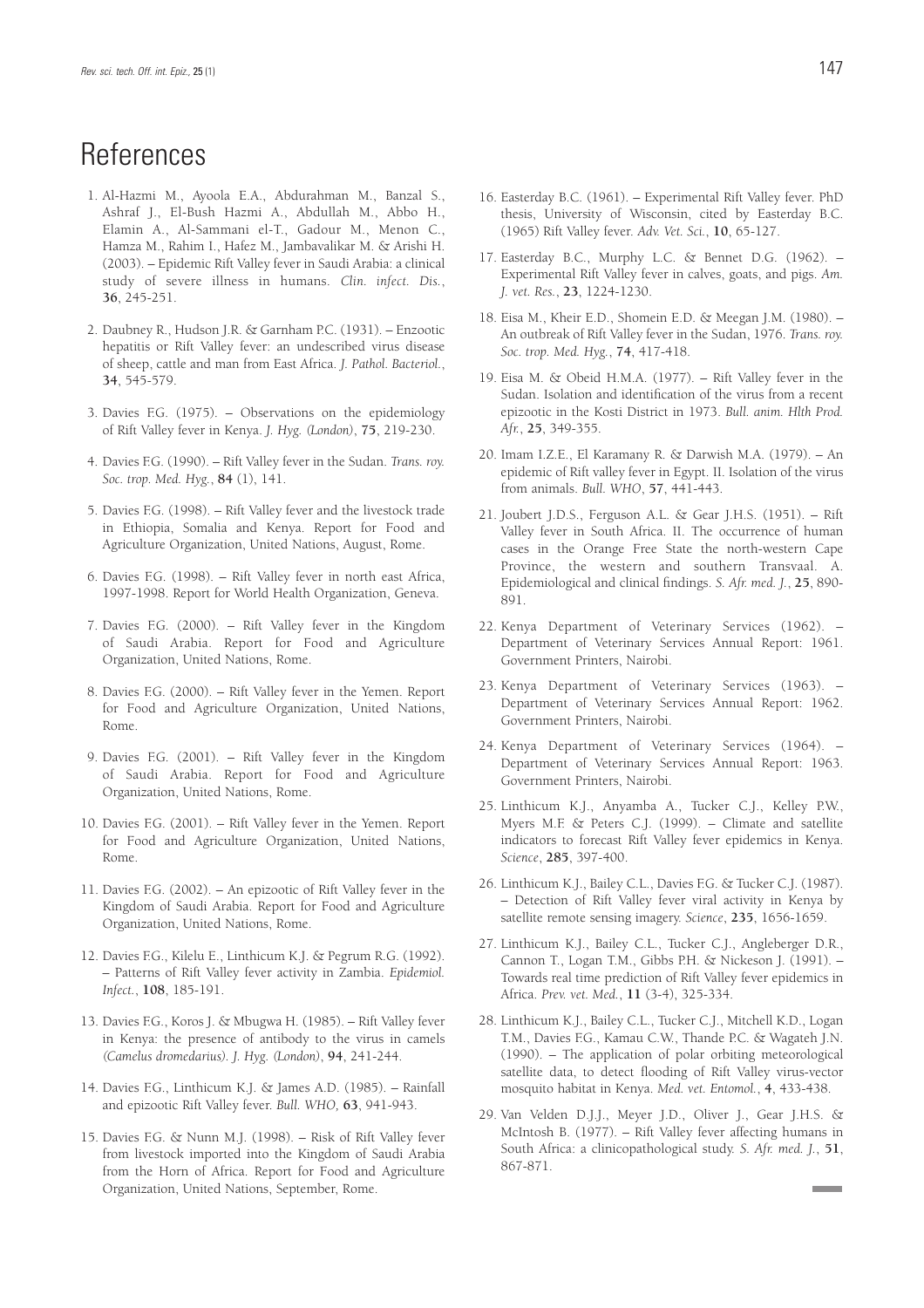# References

1. Al-Hazmi M., Ayoola E.A., Abdurahman M., Banzal S., Ashraf J., El-Bush Hazmi A., Abdullah M., Abbo H., Elamin A., Al-Sammani el-T., Gadour M., Menon C., Hamza M., Rahim I., Hafez M., Jambavalikar M. & Arishi H. (2003). – Epidemic Rift Valley fever in Saudi Arabia: a clinical study of severe illness in humans. *Clin. infect. Dis.*, **36**, 245-251.

2. Daubney R., Hudson J.R. & Garnham P.C. (1931). – Enzootic hepatitis or Rift Valley fever: an undescribed virus disease of sheep, cattle and man from East Africa. *J. Pathol. Bacteriol.*, **34**, 545-579.

3. Davies F.G. (1975). – Observations on the epidemiology of Rift Valley fever in Kenya. *J. Hyg. (London)*, **75**, 219-230.

4. Davies F.G. (1990). – Rift Valley fever in the Sudan. *Trans. roy. Soc. trop. Med. Hyg.*, **84** (1), 141.

5. Davies F.G. (1998). – Rift Valley fever and the livestock trade in Ethiopia, Somalia and Kenya. Report for Food and Agriculture Organization, United Nations, August, Rome.

6. Davies F.G. (1998). – Rift Valley fever in north east Africa, 1997-1998. Report for World Health Organization, Geneva.

7. Davies F.G. (2000). – Rift Valley fever in the Kingdom of Saudi Arabia. Report for Food and Agriculture Organization, United Nations, Rome.

8. Davies F.G. (2000). – Rift Valley fever in the Yemen. Report for Food and Agriculture Organization, United Nations, Rome.

9. Davies F.G. (2001). – Rift Valley fever in the Kingdom of Saudi Arabia. Report for Food and Agriculture Organization, United Nations, Rome.

10. Davies F.G. (2001). – Rift Valley fever in the Yemen. Report for Food and Agriculture Organization, United Nations, Rome.

11. Davies F.G. (2002). – An epizootic of Rift Valley fever in the Kingdom of Saudi Arabia. Report for Food and Agriculture Organization, United Nations, Rome.

12. Davies F.G., Kilelu E., Linthicum K.J. & Pegrum R.G. (1992). – Patterns of Rift Valley fever activity in Zambia. *Epidemiol. Infect.*, **108**, 185-191.

13. Davies F.G., Koros J. & Mbugwa H. (1985). – Rift Valley fever in Kenya: the presence of antibody to the virus in camels *(Camelus dromedarius). J. Hyg. (London)*, **94**, 241-244.

14. Davies F.G., Linthicum K.J. & James A.D. (1985). – Rainfall and epizootic Rift Valley fever. *Bull. WHO*, **63**, 941-943.

15. Davies F.G. & Nunn M.J. (1998). – Risk of Rift Valley fever from livestock imported into the Kingdom of Saudi Arabia from the Horn of Africa. Report for Food and Agriculture Organization, United Nations, September, Rome.

16. Easterday B.C. (1961). – Experimental Rift Valley fever. PhD thesis, University of Wisconsin, cited by Easterday B.C. (1965) Rift Valley fever. *Adv. Vet. Sci.*, **10**, 65-127.

17. Easterday B.C., Murphy L.C. & Bennet D.G. (1962). – Experimental Rift Valley fever in calves, goats, and pigs. *Am. J. vet. Res.*, **23**, 1224-1230.

18. Eisa M., Kheir E.D., Shomein E.D. & Meegan J.M. (1980). – An outbreak of Rift Valley fever in the Sudan, 1976. *Trans. roy. Soc. trop. Med. Hyg.*, **74**, 417-418.

19. Eisa M. & Obeid H.M.A. (1977). – Rift Valley fever in the Sudan. Isolation and identification of the virus from a recent epizootic in the Kosti District in 1973. *Bull. anim. Hlth Prod. Afr.*, **25**, 349-355.

20. Imam I.Z.E., El Karamany R. & Darwish M.A. (1979). – An epidemic of Rift valley fever in Egypt. II. Isolation of the virus from animals. *Bull. WHO*, **57**, 441-443.

21. Joubert J.D.S., Ferguson A.L. & Gear J.H.S. (1951). – Rift Valley fever in South Africa. II. The occurrence of human cases in the Orange Free State the north-western Cape Province, the western and southern Transvaal. A. Epidemiological and clinical findings. *S. Afr. med. J.*, **25**, 890-891.

22. Kenya Department of Veterinary Services (1962). – Department of Veterinary Services Annual Report: 1961. Government Printers, Nairobi.

23. Kenya Department of Veterinary Services (1963). – Department of Veterinary Services Annual Report: 1962. Government Printers, Nairobi.

24. Kenya Department of Veterinary Services (1964). – Department of Veterinary Services Annual Report: 1963. Government Printers, Nairobi.

25. Linthicum K.J., Anyamba A., Tucker C.J., Kelley P.W., Myers M.F. & Peters C.J. (1999). – Climate and satellite indicators to forecast Rift Valley fever epidemics in Kenya. *Science*, **285**, 397-400.

26. Linthicum K.J., Bailey C.L., Davies F.G. & Tucker C.J. (1987). – Detection of Rift Valley fever viral activity in Kenya by satellite remote sensing imagery. *Science*, **235**, 1656-1659.

27. Linthicum K.J., Bailey C.L., Tucker C.J., Angleberger D.R., Cannon T., Logan T.M., Gibbs P.H. & Nickeson J. (1991). – Towards real time prediction of Rift Valley fever epidemics in Africa. *Prev. vet. Med.*, **11** (3-4), 325-334.

28. Linthicum K.J., Bailey C.L., Tucker C.J., Mitchell K.D., Logan T.M., Davies F.G., Kamau C.W., Thande P.C. & Wagateh J.N. (1990). – The application of polar orbiting meteorological satellite data, to detect flooding of Rift Valley virus-vector mosquito habitat in Kenya. *Med. vet. Entomol.*, **4**, 433-438.

29. Van Velden D.J.J., Meyer J.D., Oliver J., Gear J.H.S. & McIntosh B. (1977). – Rift Valley fever affecting humans in South Africa: a clinicopathological study. *S. Afr. med. J.*, **51**, 867-871.